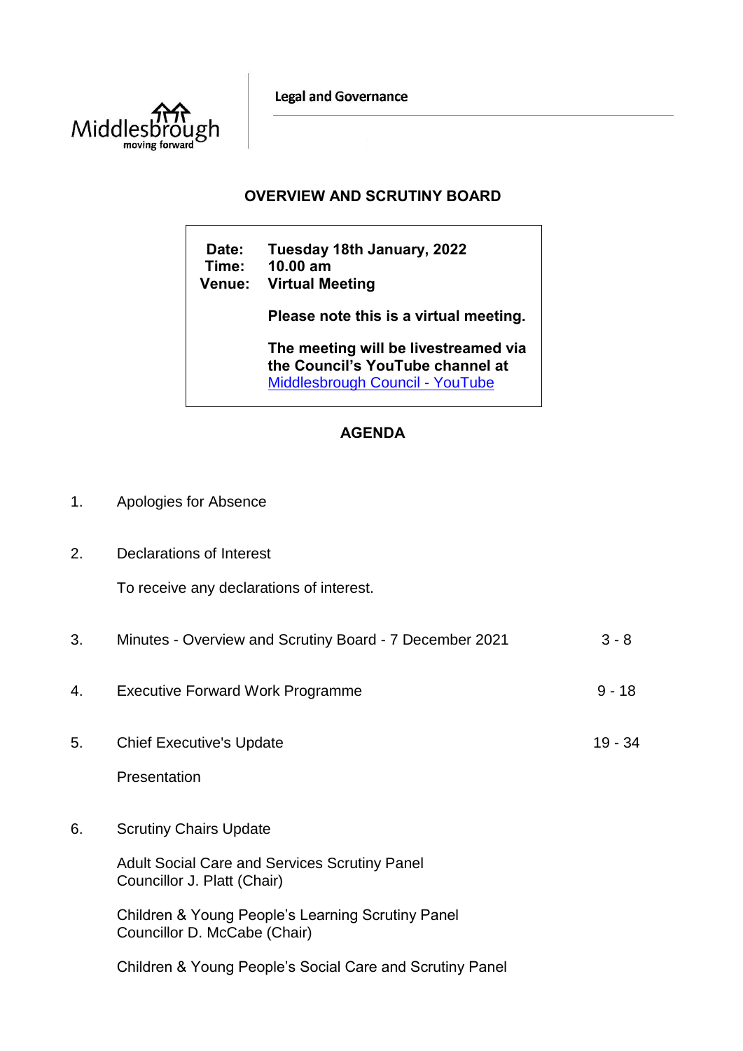Legal and Governance

# OVERVIEW AND SCRUTINY BOARD

**Date:** Tuesday 18th January, 2022
**Time:** 10.00 am
**Venue:** Virtual Meeting

**Please note this is a virtual meeting.**

**The meeting will be livestreamed via the Council's YouTube channel at** [Middlesbrough Council - YouTube]

## AGENDA

1. Apologies for Absence

2. Declarations of Interest

   To receive any declarations of interest.

3. Minutes - Overview and Scrutiny Board - 7 December 2021 — 3 - 8

4. Executive Forward Work Programme — 9 - 18

5. Chief Executive's Update — 19 - 34

   Presentation

6. Scrutiny Chairs Update

   Adult Social Care and Services Scrutiny Panel
   Councillor J. Platt (Chair)

   Children & Young People's Learning Scrutiny Panel
   Councillor D. McCabe (Chair)

   Children & Young People's Social Care and Scrutiny Panel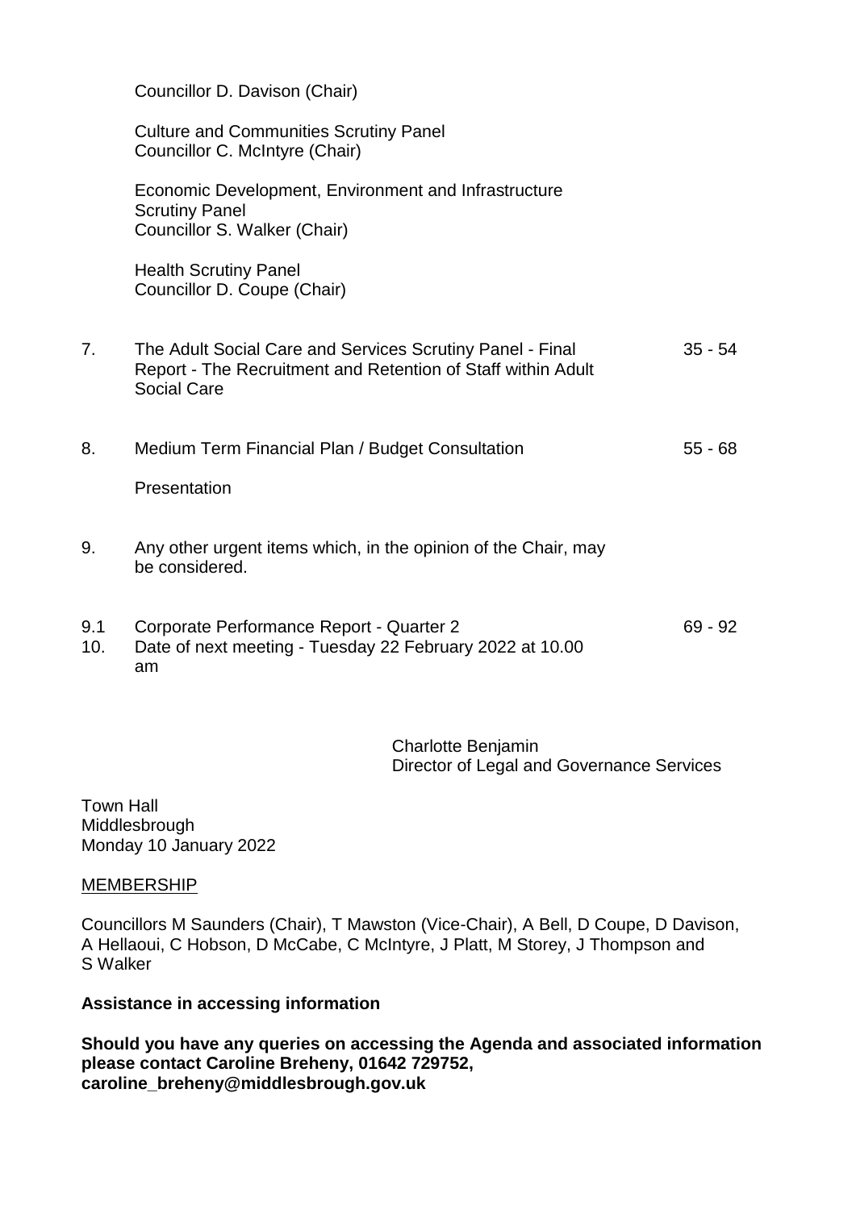Councillor D. Davison (Chair)

Culture and Communities Scrutiny Panel
Councillor C. McIntyre (Chair)

Economic Development, Environment and Infrastructure Scrutiny Panel
Councillor S. Walker (Chair)

Health Scrutiny Panel
Councillor D. Coupe (Chair)

| | | |
|---|---|---|
| 7. | The Adult Social Care and Services Scrutiny Panel - Final Report - The Recruitment and Retention of Staff within Adult Social Care | 35 - 54 |
| 8. | Medium Term Financial Plan / Budget Consultation<br><br>Presentation | 55 - 68 |
| 9. | Any other urgent items which, in the opinion of the Chair, may be considered. | |
| 9.1 | Corporate Performance Report - Quarter 2 | 69 - 92 |
| 10. | Date of next meeting - Tuesday 22 February 2022 at 10.00 am | |

Charlotte Benjamin
Director of Legal and Governance Services

Town Hall
Middlesbrough
Monday 10 January 2022

MEMBERSHIP

Councillors M Saunders (Chair), T Mawston (Vice-Chair), A Bell, D Coupe, D Davison, A Hellaoui, C Hobson, D McCabe, C McIntyre, J Platt, M Storey, J Thompson and S Walker

**Assistance in accessing information**

**Should you have any queries on accessing the Agenda and associated information please contact Caroline Breheny, 01642 729752, caroline_breheny@middlesbrough.gov.uk**